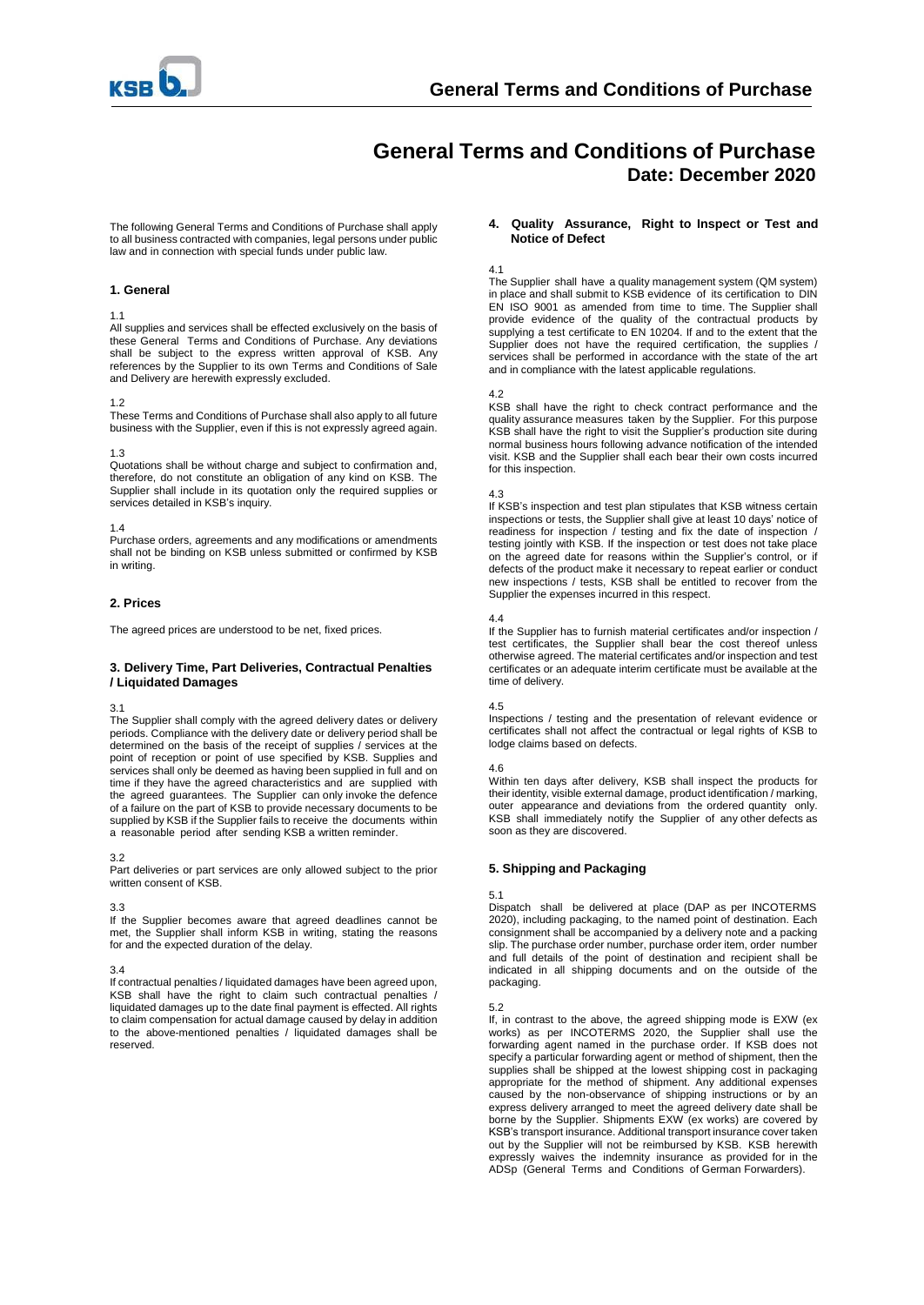# General Terms and Conditions of Purchase

## Date: December 2020

The following General Terms and Conditions of Purchase shall apply to all business contracted with companies, legal persons under public law and in connection with special funds under public law.

### 1. General

1.1
All supplies and services shall be effected exclusively on the basis of these General Terms and Conditions of Purchase. Any deviations shall be subject to the express written approval of KSB. Any references by the Supplier to its own Terms and Conditions of Sale and Delivery are herewith expressly excluded.

1.2
These Terms and Conditions of Purchase shall also apply to all future business with the Supplier, even if this is not expressly agreed again.

1.3
Quotations shall be without charge and subject to confirmation and, therefore, do not constitute an obligation of any kind on KSB. The Supplier shall include in its quotation only the required supplies or services detailed in KSB's inquiry.

1.4
Purchase orders, agreements and any modifications or amendments shall not be binding on KSB unless submitted or confirmed by KSB in writing.

### 2. Prices

The agreed prices are understood to be net, fixed prices.

### 3. Delivery Time, Part Deliveries, Contractual Penalties / Liquidated Damages

3.1
The Supplier shall comply with the agreed delivery dates or delivery periods. Compliance with the delivery date or delivery period shall be determined on the basis of the receipt of supplies / services at the point of reception or point of use specified by KSB. Supplies and services shall only be deemed as having been supplied in full and on time if they have the agreed characteristics and are supplied with the agreed guarantees. The Supplier can only invoke the defence of a failure on the part of KSB to provide necessary documents to be supplied by KSB if the Supplier fails to receive the documents within a reasonable period after sending KSB a written reminder.

3.2
Part deliveries or part services are only allowed subject to the prior written consent of KSB.

3.3
If the Supplier becomes aware that agreed deadlines cannot be met, the Supplier shall inform KSB in writing, stating the reasons for and the expected duration of the delay.

3.4
If contractual penalties / liquidated damages have been agreed upon, KSB shall have the right to claim such contractual penalties / liquidated damages up to the date final payment is effected. All rights to claim compensation for actual damage caused by delay in addition to the above-mentioned penalties / liquidated damages shall be reserved.

### 4. Quality Assurance, Right to Inspect or Test and Notice of Defect

4.1
The Supplier shall have a quality management system (QM system) in place and shall submit to KSB evidence of its certification to DIN EN ISO 9001 as amended from time to time. The Supplier shall provide evidence of the quality of the contractual products by supplying a test certificate to EN 10204. If and to the extent that the Supplier does not have the required certification, the supplies / services shall be performed in accordance with the state of the art and in compliance with the latest applicable regulations.

4.2
KSB shall have the right to check contract performance and the quality assurance measures taken by the Supplier. For this purpose KSB shall have the right to visit the Supplier's production site during normal business hours following advance notification of the intended visit. KSB and the Supplier shall each bear their own costs incurred for this inspection.

4.3
If KSB's inspection and test plan stipulates that KSB witness certain inspections or tests, the Supplier shall give at least 10 days' notice of readiness for inspection / testing and fix the date of inspection / testing jointly with KSB. If the inspection or test does not take place on the agreed date for reasons within the Supplier's control, or if defects of the product make it necessary to repeat earlier or conduct new inspections / tests, KSB shall be entitled to recover from the Supplier the expenses incurred in this respect.

4.4
If the Supplier has to furnish material certificates and/or inspection / test certificates, the Supplier shall bear the cost thereof unless otherwise agreed. The material certificates and/or inspection and test certificates or an adequate interim certificate must be available at the time of delivery.

4.5
Inspections / testing and the presentation of relevant evidence or certificates shall not affect the contractual or legal rights of KSB to lodge claims based on defects.

4.6
Within ten days after delivery, KSB shall inspect the products for their identity, visible external damage, product identification / marking, outer appearance and deviations from the ordered quantity only. KSB shall immediately notify the Supplier of any other defects as soon as they are discovered.

### 5. Shipping and Packaging

5.1
Dispatch shall be delivered at place (DAP as per INCOTERMS 2020), including packaging, to the named point of destination. Each consignment shall be accompanied by a delivery note and a packing slip. The purchase order number, purchase order item, order number and full details of the point of destination and recipient shall be indicated in all shipping documents and on the outside of the packaging.

5.2
If, in contrast to the above, the agreed shipping mode is EXW (ex works) as per INCOTERMS 2020, the Supplier shall use the forwarding agent named in the purchase order. If KSB does not specify a particular forwarding agent or method of shipment, then the supplies shall be shipped at the lowest shipping cost in packaging appropriate for the method of shipment. Any additional expenses caused by the non-observance of shipping instructions or by an express delivery arranged to meet the agreed delivery date shall be borne by the Supplier. Shipments EXW (ex works) are covered by KSB's transport insurance. Additional transport insurance cover taken out by the Supplier will not be reimbursed by KSB. KSB herewith expressly waives the indemnity insurance as provided for in the ADSp (General Terms and Conditions of German Forwarders).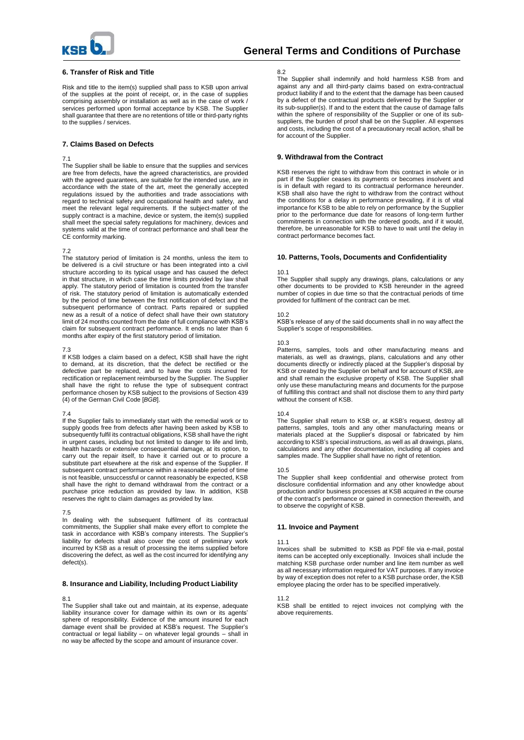## 6. Transfer of Risk and Title

Risk and title to the item(s) supplied shall pass to KSB upon arrival of the supplies at the point of receipt, or, in the case of supplies comprising assembly or installation as well as in the case of work / services performed upon formal acceptance by KSB. The Supplier shall guarantee that there are no retentions of title or third-party rights to the supplies / services.

## 7. Claims Based on Defects

7.1

The Supplier shall be liable to ensure that the supplies and services are free from defects, have the agreed characteristics, are provided with the agreed guarantees, are suitable for the intended use, are in accordance with the state of the art, meet the generally accepted regulations issued by the authorities and trade associations with regard to technical safety and occupational health and safety, and meet the relevant legal requirements. If the subject-matter of the supply contract is a machine, device or system, the item(s) supplied shall meet the special safety regulations for machinery, devices and systems valid at the time of contract performance and shall bear the CE conformity marking.

7.2

The statutory period of limitation is 24 months, unless the item to be delivered is a civil structure or has been integrated into a civil structure according to its typical usage and has caused the defect in that structure, in which case the time limits provided by law shall apply. The statutory period of limitation is counted from the transfer of risk. The statutory period of limitation is automatically extended by the period of time between the first notification of defect and the subsequent performance of contract. Parts repaired or supplied new as a result of a notice of defect shall have their own statutory limit of 24 months counted from the date of full compliance with KSB's claim for subsequent contract performance. It ends no later than 6 months after expiry of the first statutory period of limitation.

7.3

If KSB lodges a claim based on a defect, KSB shall have the right to demand, at its discretion, that the defect be rectified or the defective part be replaced, and to have the costs incurred for rectification or replacement reimbursed by the Supplier. The Supplier shall have the right to refuse the type of subsequent contract performance chosen by KSB subject to the provisions of Section 439 (4) of the German Civil Code [*BGB*].

7.4

If the Supplier fails to immediately start with the remedial work or to supply goods free from defects after having been asked by KSB to subsequently fulfil its contractual obligations, KSB shall have the right in urgent cases, including but not limited to danger to life and limb, health hazards or extensive consequential damage, at its option, to carry out the repair itself, to have it carried out or to procure a substitute part elsewhere at the risk and expense of the Supplier. If subsequent contract performance within a reasonable period of time is not feasible, unsuccessful or cannot reasonably be expected, KSB shall have the right to demand withdrawal from the contract or a purchase price reduction as provided by law. In addition, KSB reserves the right to claim damages as provided by law.

7.5

In dealing with the subsequent fulfilment of its contractual commitments, the Supplier shall make every effort to complete the task in accordance with KSB's company interests. The Supplier's liability for defects shall also cover the cost of preliminary work incurred by KSB as a result of processing the items supplied before discovering the defect, as well as the cost incurred for identifying any defect(s).

## 8. Insurance and Liability, Including Product Liability

8.1

The Supplier shall take out and maintain, at its expense, adequate liability insurance cover for damage within its own or its agents' sphere of responsibility. Evidence of the amount insured for each damage event shall be provided at KSB's request. The Supplier's contractual or legal liability – on whatever legal grounds – shall in no way be affected by the scope and amount of insurance cover.

8.2

The Supplier shall indemnify and hold harmless KSB from and against any and all third-party claims based on extra-contractual product liability if and to the extent that the damage has been caused by a defect of the contractual products delivered by the Supplier or its sub-supplier(s). If and to the extent that the cause of damage falls within the sphere of responsibility of the Supplier or one of its sub-suppliers, the burden of proof shall be on the Supplier. All expenses and costs, including the cost of a precautionary recall action, shall be for account of the Supplier.

## 9. Withdrawal from the Contract

KSB reserves the right to withdraw from this contract in whole or in part if the Supplier ceases its payments or becomes insolvent and is in default with regard to its contractual performance hereunder. KSB shall also have the right to withdraw from the contract without the conditions for a delay in performance prevailing, if it is of vital importance for KSB to be able to rely on performance by the Supplier prior to the performance due date for reasons of long-term further commitments in connection with the ordered goods, and if it would, therefore, be unreasonable for KSB to have to wait until the delay in contract performance becomes fact.

## 10. Patterns, Tools, Documents and Confidentiality

10.1

The Supplier shall supply any drawings, plans, calculations or any other documents to be provided to KSB hereunder in the agreed number of copies in due time so that the contractual periods of time provided for fulfilment of the contract can be met.

10.2

KSB's release of any of the said documents shall in no way affect the Supplier's scope of responsibilities.

10.3

Patterns, samples, tools and other manufacturing means and materials, as well as drawings, plans, calculations and any other documents directly or indirectly placed at the Supplier's disposal by KSB or created by the Supplier on behalf and for account of KSB, are and shall remain the exclusive property of KSB. The Supplier shall only use these manufacturing means and documents for the purpose of fulfilling this contract and shall not disclose them to any third party without the consent of KSB.

10.4

The Supplier shall return to KSB or, at KSB's request, destroy all patterns, samples, tools and any other manufacturing means or materials placed at the Supplier's disposal or fabricated by him according to KSB's special instructions, as well as all drawings, plans, calculations and any other documentation, including all copies and samples made. The Supplier shall have no right of retention.

10.5

The Supplier shall keep confidential and otherwise protect from disclosure confidential information and any other knowledge about production and/or business processes at KSB acquired in the course of the contract's performance or gained in connection therewith, and to observe the copyright of KSB.

## 11. Invoice and Payment

11.1

Invoices shall be submitted to KSB as PDF file via e-mail, postal items can be accepted only exceptionally. Invoices shall include the matching KSB purchase order number and line item number as well as all necessary information required for VAT purposes. If any invoice by way of exception does not refer to a KSB purchase order, the KSB employee placing the order has to be specified imperatively.

11.2

KSB shall be entitled to reject invoices not complying with the above requirements.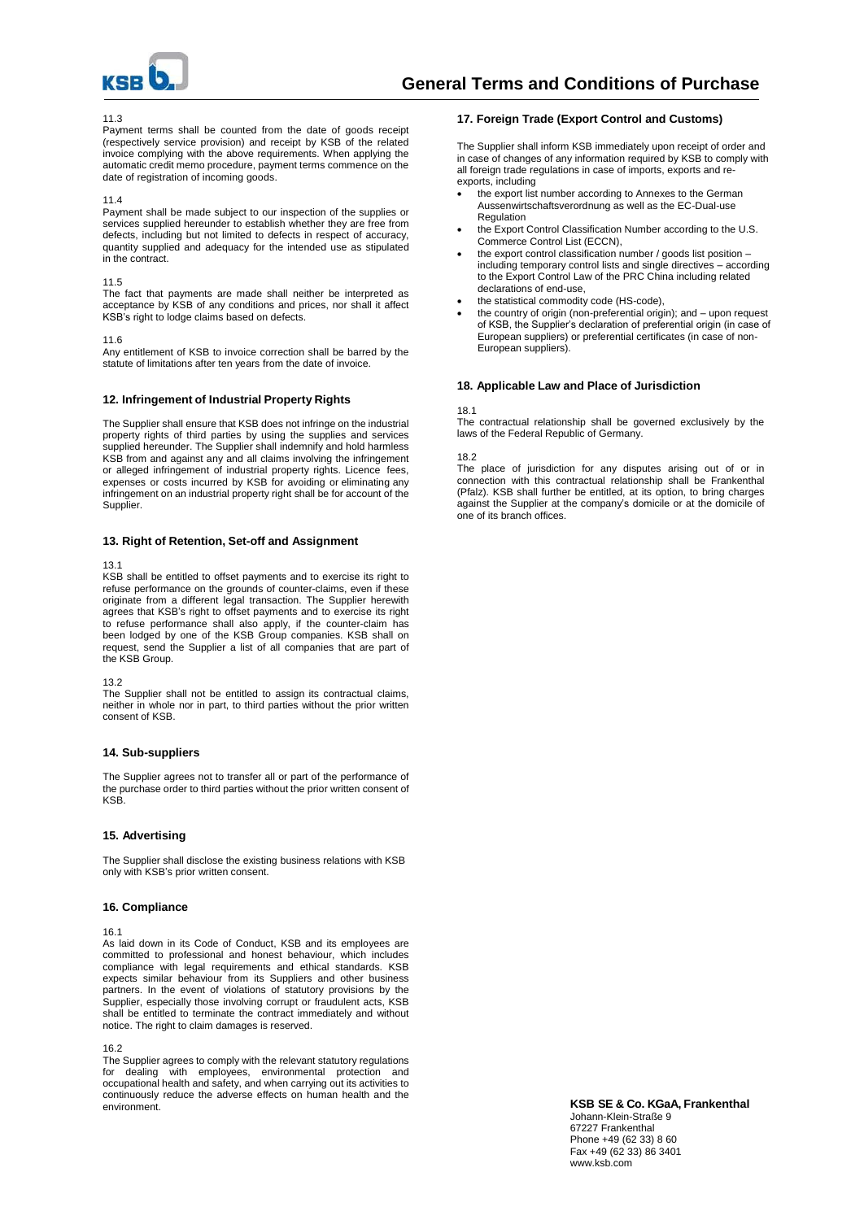11.3
Payment terms shall be counted from the date of goods receipt (respectively service provision) and receipt by KSB of the related invoice complying with the above requirements. When applying the automatic credit memo procedure, payment terms commence on the date of registration of incoming goods.

11.4
Payment shall be made subject to our inspection of the supplies or services supplied hereunder to establish whether they are free from defects, including but not limited to defects in respect of accuracy, quantity supplied and adequacy for the intended use as stipulated in the contract.

11.5
The fact that payments are made shall neither be interpreted as acceptance by KSB of any conditions and prices, nor shall it affect KSB's right to lodge claims based on defects.

11.6
Any entitlement of KSB to invoice correction shall be barred by the statute of limitations after ten years from the date of invoice.

## 12. Infringement of Industrial Property Rights

The Supplier shall ensure that KSB does not infringe on the industrial property rights of third parties by using the supplies and services supplied hereunder. The Supplier shall indemnify and hold harmless KSB from and against any and all claims involving the infringement or alleged infringement of industrial property rights. Licence fees, expenses or costs incurred by KSB for avoiding or eliminating any infringement on an industrial property right shall be for account of the Supplier.

## 13. Right of Retention, Set-off and Assignment

13.1
KSB shall be entitled to offset payments and to exercise its right to refuse performance on the grounds of counter-claims, even if these originate from a different legal transaction. The Supplier herewith agrees that KSB's right to offset payments and to exercise its right to refuse performance shall also apply, if the counter-claim has been lodged by one of the KSB Group companies. KSB shall on request, send the Supplier a list of all companies that are part of the KSB Group.

13.2
The Supplier shall not be entitled to assign its contractual claims, neither in whole nor in part, to third parties without the prior written consent of KSB.

## 14. Sub-suppliers

The Supplier agrees not to transfer all or part of the performance of the purchase order to third parties without the prior written consent of KSB.

## 15. Advertising

The Supplier shall disclose the existing business relations with KSB only with KSB's prior written consent.

## 16. Compliance

16.1
As laid down in its Code of Conduct, KSB and its employees are committed to professional and honest behaviour, which includes compliance with legal requirements and ethical standards. KSB expects similar behaviour from its Suppliers and other business partners. In the event of violations of statutory provisions by the Supplier, especially those involving corrupt or fraudulent acts, KSB shall be entitled to terminate the contract immediately and without notice. The right to claim damages is reserved.

16.2
The Supplier agrees to comply with the relevant statutory regulations for dealing with employees, environmental protection and occupational health and safety, and when carrying out its activities to continuously reduce the adverse effects on human health and the environment.

## 17. Foreign Trade (Export Control and Customs)

The Supplier shall inform KSB immediately upon receipt of order and in case of changes of any information required by KSB to comply with all foreign trade regulations in case of imports, exports and re-exports, including

- the export list number according to Annexes to the German Aussenwirtschaftsverordnung as well as the EC-Dual-use Regulation
- the Export Control Classification Number according to the U.S. Commerce Control List (ECCN),
- the export control classification number / goods list position – including temporary control lists and single directives – according to the Export Control Law of the PRC China including related declarations of end-use,
- the statistical commodity code (HS-code),
- the country of origin (non-preferential origin); and – upon request of KSB, the Supplier's declaration of preferential origin (in case of European suppliers) or preferential certificates (in case of non-European suppliers).

## 18. Applicable Law and Place of Jurisdiction

18.1
The contractual relationship shall be governed exclusively by the laws of the Federal Republic of Germany.

18.2
The place of jurisdiction for any disputes arising out of or in connection with this contractual relationship shall be Frankenthal (Pfalz). KSB shall further be entitled, at its option, to bring charges against the Supplier at the company's domicile or at the domicile of one of its branch offices.

**KSB SE & Co. KGaA, Frankenthal**
Johann-Klein-Straße 9
67227 Frankenthal
Phone +49 (62 33) 8 60
Fax +49 (62 33) 86 3401
www.ksb.com